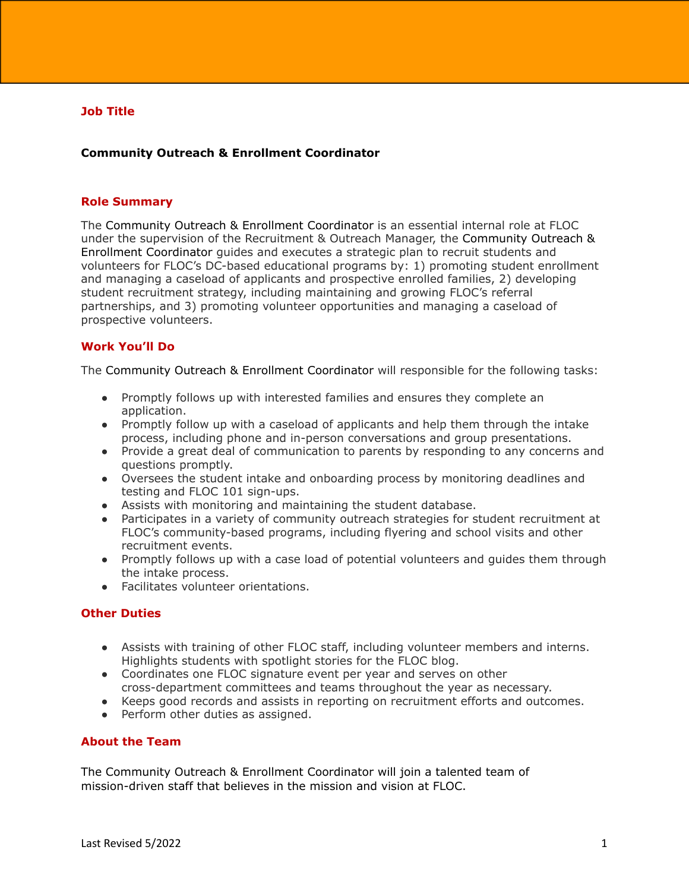## Job Title

**Community Outreach & Enrollment Coordinator**

## Role Summary

The Community Outreach & Enrollment Coordinator is an essential internal role at FLOC under the supervision of the Recruitment & Outreach Manager, the Community Outreach & Enrollment Coordinator guides and executes a strategic plan to recruit students and volunteers for FLOC's DC-based educational programs by: 1) promoting student enrollment and managing a caseload of applicants and prospective enrolled families, 2) developing student recruitment strategy, including maintaining and growing FLOC's referral partnerships, and 3) promoting volunteer opportunities and managing a caseload of prospective volunteers.

## Work You'll Do

The Community Outreach & Enrollment Coordinator will responsible for the following tasks:

- Promptly follows up with interested families and ensures they complete an application.
- Promptly follow up with a caseload of applicants and help them through the intake process, including phone and in-person conversations and group presentations.
- Provide a great deal of communication to parents by responding to any concerns and questions promptly.
- Oversees the student intake and onboarding process by monitoring deadlines and testing and FLOC 101 sign-ups.
- Assists with monitoring and maintaining the student database.
- Participates in a variety of community outreach strategies for student recruitment at FLOC's community-based programs, including flyering and school visits and other recruitment events.
- Promptly follows up with a case load of potential volunteers and guides them through the intake process.
- Facilitates volunteer orientations.

## Other Duties

- Assists with training of other FLOC staff, including volunteer members and interns. Highlights students with spotlight stories for the FLOC blog.
- Coordinates one FLOC signature event per year and serves on other cross-department committees and teams throughout the year as necessary.
- Keeps good records and assists in reporting on recruitment efforts and outcomes.
- Perform other duties as assigned.

## About the Team

The Community Outreach & Enrollment Coordinator will join a talented team of mission-driven staff that believes in the mission and vision at FLOC.

Last Revised 5/2022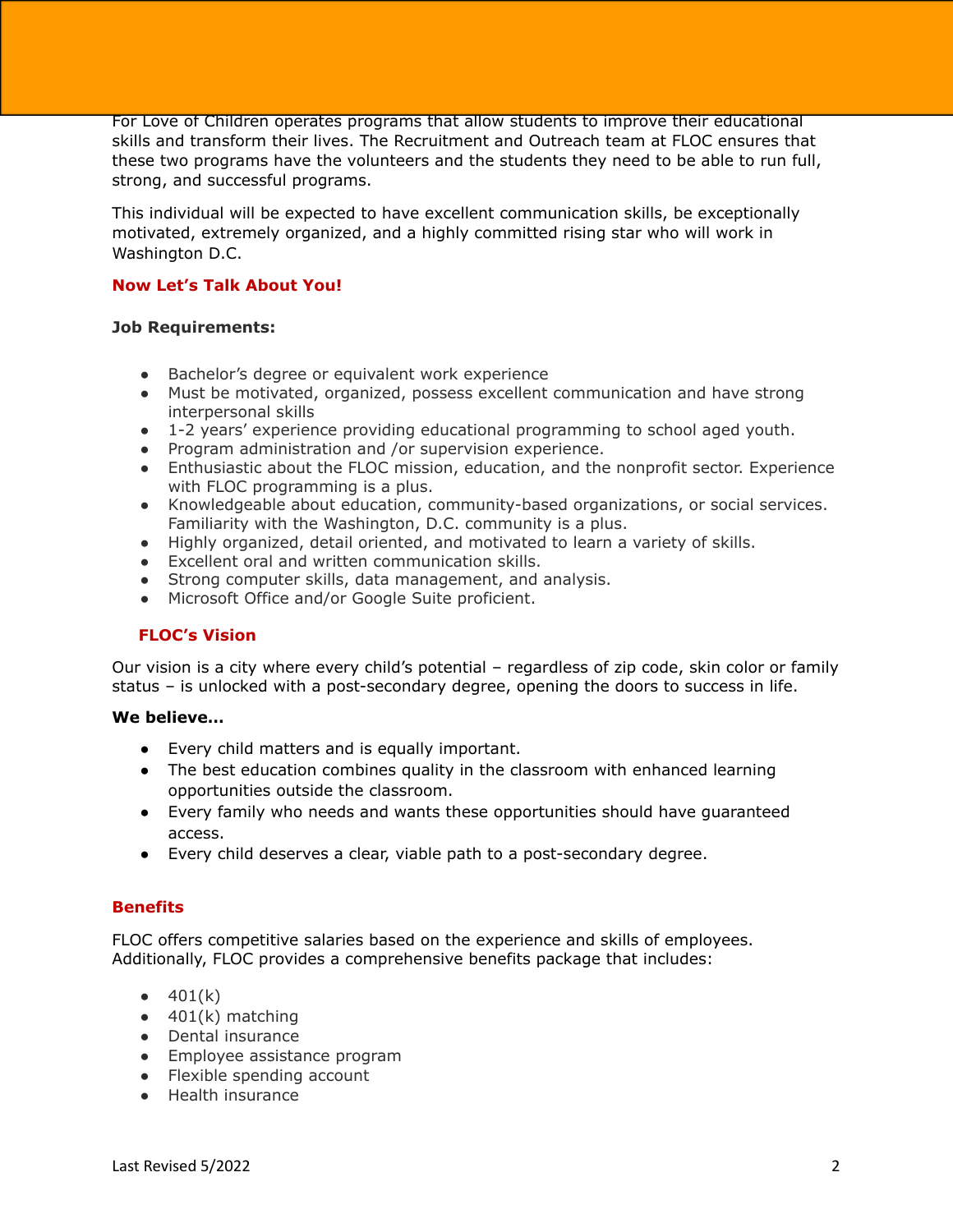For Love of Children operates programs that allow students to improve their educational skills and transform their lives. The Recruitment and Outreach team at FLOC ensures that these two programs have the volunteers and the students they need to be able to run full, strong, and successful programs.

This individual will be expected to have excellent communication skills, be exceptionally motivated, extremely organized, and a highly committed rising star who will work in Washington D.C.

## Now Let's Talk About You!

**Job Requirements:**

- Bachelor's degree or equivalent work experience
- Must be motivated, organized, possess excellent communication and have strong interpersonal skills
- 1-2 years' experience providing educational programming to school aged youth.
- Program administration and /or supervision experience.
- Enthusiastic about the FLOC mission, education, and the nonprofit sector. Experience with FLOC programming is a plus.
- Knowledgeable about education, community-based organizations, or social services. Familiarity with the Washington, D.C. community is a plus.
- Highly organized, detail oriented, and motivated to learn a variety of skills.
- Excellent oral and written communication skills.
- Strong computer skills, data management, and analysis.
- Microsoft Office and/or Google Suite proficient.

## FLOC's Vision

Our vision is a city where every child's potential – regardless of zip code, skin color or family status – is unlocked with a post-secondary degree, opening the doors to success in life.

**We believe…**

- Every child matters and is equally important.
- The best education combines quality in the classroom with enhanced learning opportunities outside the classroom.
- Every family who needs and wants these opportunities should have guaranteed access.
- Every child deserves a clear, viable path to a post-secondary degree.

## Benefits

FLOC offers competitive salaries based on the experience and skills of employees. Additionally, FLOC provides a comprehensive benefits package that includes:

- 401(k)
- 401(k) matching
- Dental insurance
- Employee assistance program
- Flexible spending account
- Health insurance

Last Revised 5/2022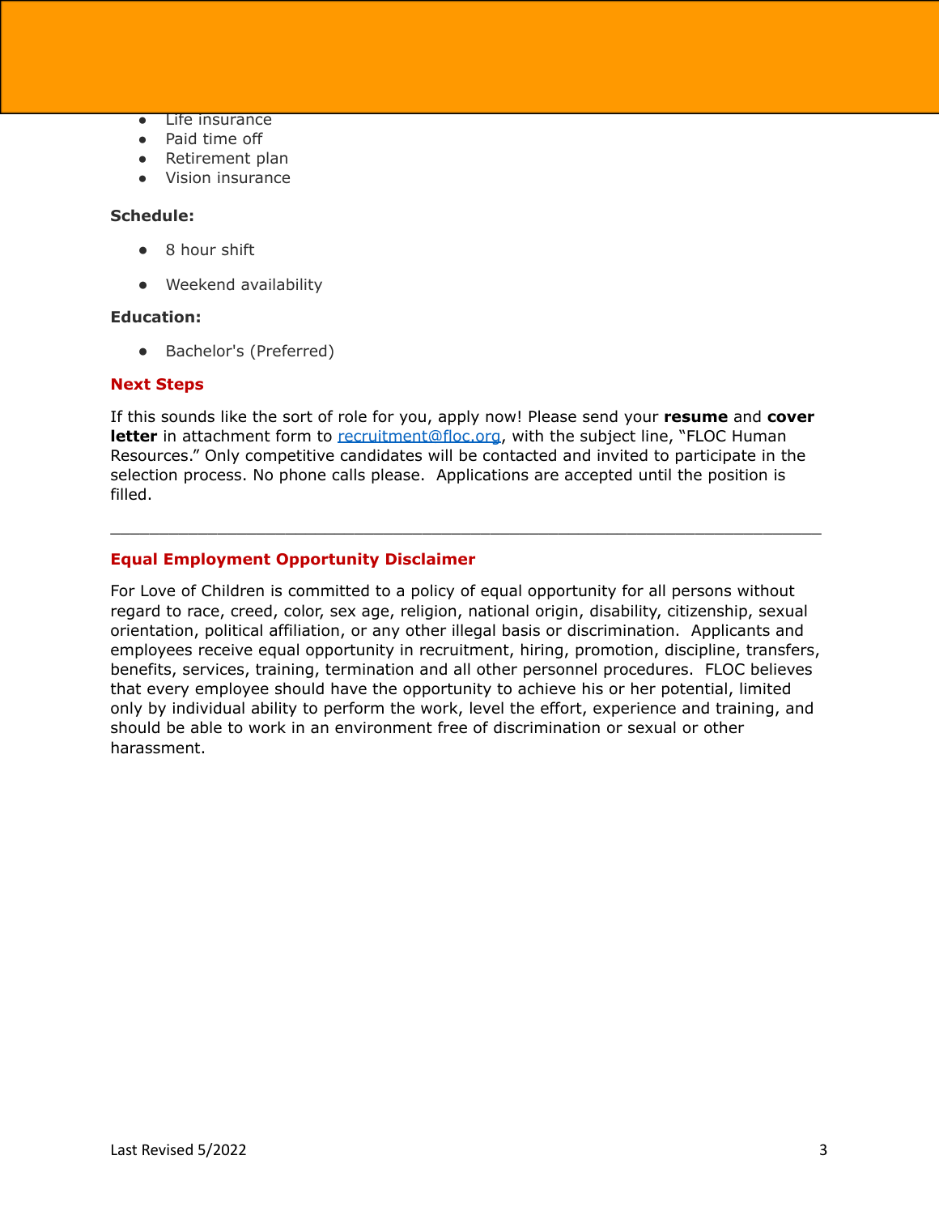- Life insurance
- Paid time off
- Retirement plan
- Vision insurance

**Schedule:**

- 8 hour shift
- Weekend availability

**Education:**

- Bachelor's (Preferred)

## Next Steps

If this sounds like the sort of role for you, apply now! Please send your **resume** and **cover letter** in attachment form to recruitment@floc.org, with the subject line, "FLOC Human Resources." Only competitive candidates will be contacted and invited to participate in the selection process. No phone calls please. Applications are accepted until the position is filled.

---

## Equal Employment Opportunity Disclaimer

For Love of Children is committed to a policy of equal opportunity for all persons without regard to race, creed, color, sex age, religion, national origin, disability, citizenship, sexual orientation, political affiliation, or any other illegal basis or discrimination. Applicants and employees receive equal opportunity in recruitment, hiring, promotion, discipline, transfers, benefits, services, training, termination and all other personnel procedures. FLOC believes that every employee should have the opportunity to achieve his or her potential, limited only by individual ability to perform the work, level the effort, experience and training, and should be able to work in an environment free of discrimination or sexual or other harassment.

Last Revised 5/2022